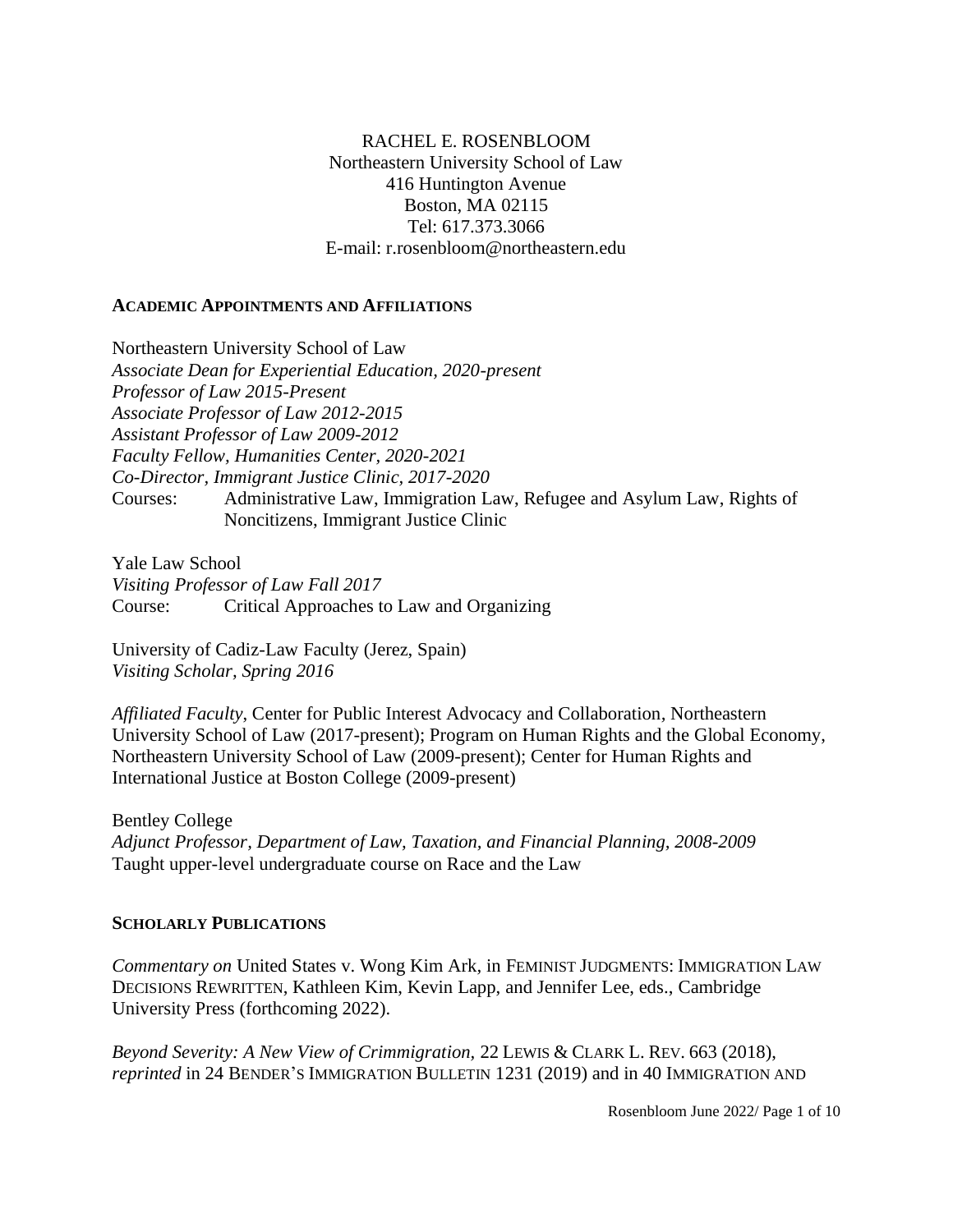RACHEL E. ROSENBLOOM
Northeastern University School of Law
416 Huntington Avenue
Boston, MA 02115
Tel: 617.373.3066
E-mail: r.rosenbloom@northeastern.edu

## ACADEMIC APPOINTMENTS AND AFFILIATIONS

Northeastern University School of Law
*Associate Dean for Experiential Education, 2020-present*
*Professor of Law 2015-Present*
*Associate Professor of Law 2012-2015*
*Assistant Professor of Law 2009-2012*
*Faculty Fellow, Humanities Center, 2020-2021*
*Co-Director, Immigrant Justice Clinic, 2017-2020*
Courses: Administrative Law, Immigration Law, Refugee and Asylum Law, Rights of Noncitizens, Immigrant Justice Clinic

Yale Law School
*Visiting Professor of Law Fall 2017*
Course: Critical Approaches to Law and Organizing

University of Cadiz-Law Faculty (Jerez, Spain)
*Visiting Scholar, Spring 2016*

*Affiliated Faculty*, Center for Public Interest Advocacy and Collaboration, Northeastern University School of Law (2017-present); Program on Human Rights and the Global Economy, Northeastern University School of Law (2009-present); Center for Human Rights and International Justice at Boston College (2009-present)

Bentley College
*Adjunct Professor, Department of Law, Taxation, and Financial Planning, 2008-2009*
Taught upper-level undergraduate course on Race and the Law

## SCHOLARLY PUBLICATIONS

*Commentary on* United States v. Wong Kim Ark, in FEMINIST JUDGMENTS: IMMIGRATION LAW DECISIONS REWRITTEN, Kathleen Kim, Kevin Lapp, and Jennifer Lee, eds., Cambridge University Press (forthcoming 2022).

*Beyond Severity: A New View of Crimmigration,* 22 LEWIS & CLARK L. REV. 663 (2018), *reprinted* in 24 BENDER'S IMMIGRATION BULLETIN 1231 (2019) and in 40 IMMIGRATION AND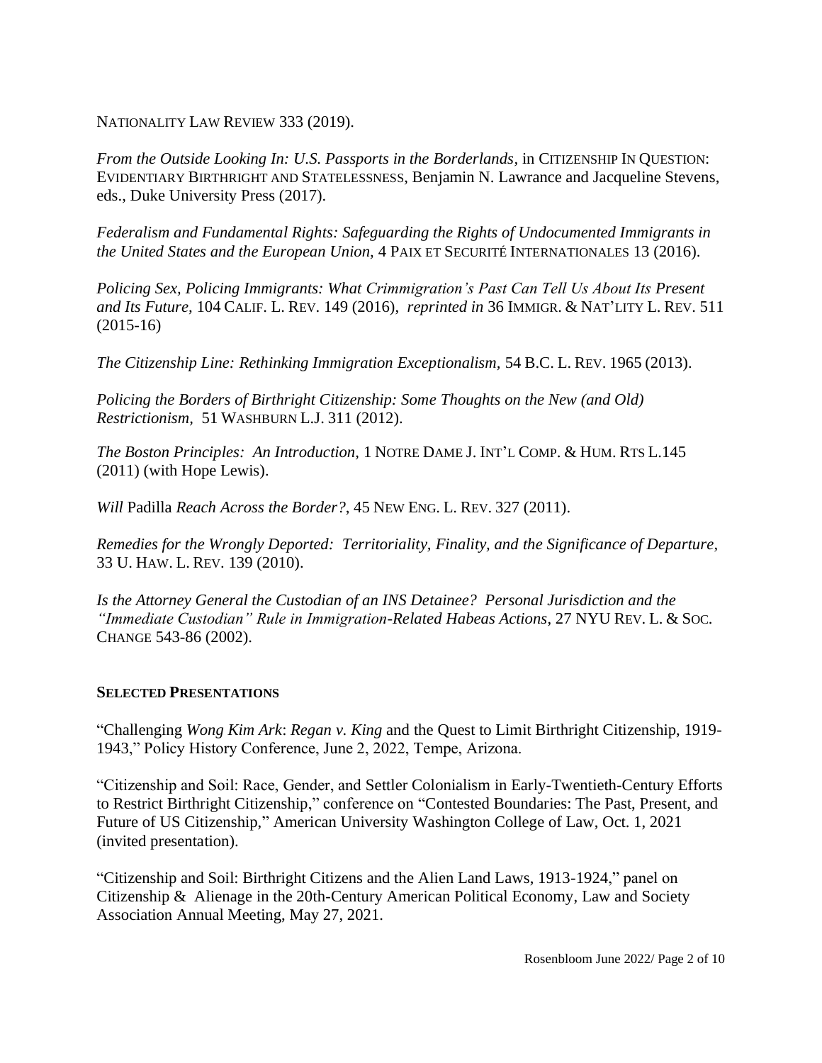NATIONALITY LAW REVIEW 333 (2019).

*From the Outside Looking In: U.S. Passports in the Borderlands*, in CITIZENSHIP IN QUESTION: EVIDENTIARY BIRTHRIGHT AND STATELESSNESS, Benjamin N. Lawrance and Jacqueline Stevens, eds., Duke University Press (2017).

*Federalism and Fundamental Rights: Safeguarding the Rights of Undocumented Immigrants in the United States and the European Union,* 4 PAIX ET SECURITÉ INTERNATIONALES 13 (2016).

*Policing Sex, Policing Immigrants: What Crimmigration's Past Can Tell Us About Its Present and Its Future,* 104 CALIF. L. REV. 149 (2016), *reprinted in* 36 IMMIGR. & NAT'LITY L. REV. 511 (2015-16)

*The Citizenship Line: Rethinking Immigration Exceptionalism,* 54 B.C. L. REV. 1965 (2013).

*Policing the Borders of Birthright Citizenship: Some Thoughts on the New (and Old) Restrictionism,* 51 WASHBURN L.J. 311 (2012).

*The Boston Principles: An Introduction,* 1 NOTRE DAME J. INT'L COMP. & HUM. RTS L.145 (2011) (with Hope Lewis).

*Will* Padilla *Reach Across the Border?*, 45 NEW ENG. L. REV. 327 (2011).

*Remedies for the Wrongly Deported: Territoriality, Finality, and the Significance of Departure*, 33 U. HAW. L. REV. 139 (2010).

*Is the Attorney General the Custodian of an INS Detainee? Personal Jurisdiction and the "Immediate Custodian" Rule in Immigration-Related Habeas Actions*, 27 NYU REV. L. & SOC. CHANGE 543-86 (2002).

**SELECTED PRESENTATIONS**

"Challenging *Wong Kim Ark*: *Regan v. King* and the Quest to Limit Birthright Citizenship, 1919-1943," Policy History Conference, June 2, 2022, Tempe, Arizona.

"Citizenship and Soil: Race, Gender, and Settler Colonialism in Early-Twentieth-Century Efforts to Restrict Birthright Citizenship," conference on "Contested Boundaries: The Past, Present, and Future of US Citizenship," American University Washington College of Law, Oct. 1, 2021 (invited presentation).

"Citizenship and Soil: Birthright Citizens and the Alien Land Laws, 1913-1924," panel on Citizenship & Alienage in the 20th-Century American Political Economy, Law and Society Association Annual Meeting, May 27, 2021.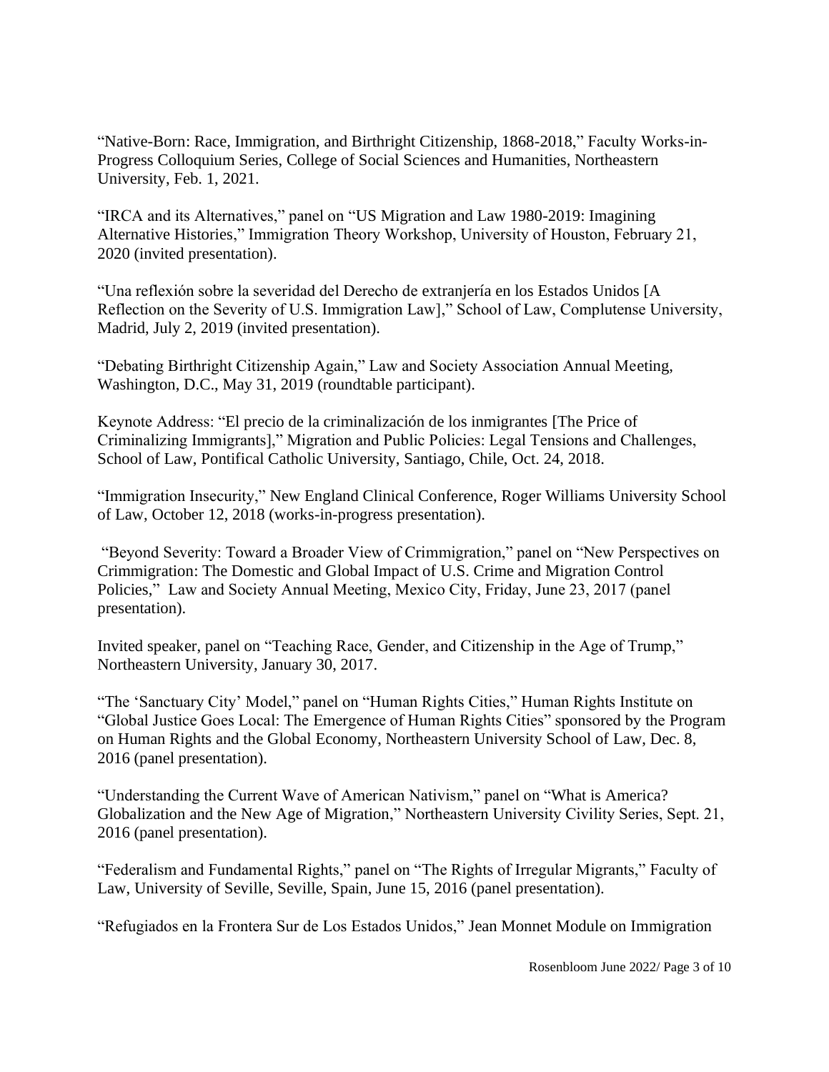“Native-Born: Race, Immigration, and Birthright Citizenship, 1868-2018,” Faculty Works-in-Progress Colloquium Series, College of Social Sciences and Humanities, Northeastern University, Feb. 1, 2021.

“IRCA and its Alternatives,” panel on “US Migration and Law 1980-2019: Imagining Alternative Histories,” Immigration Theory Workshop, University of Houston, February 21, 2020 (invited presentation).

“Una reflexión sobre la severidad del Derecho de extranjería en los Estados Unidos [A Reflection on the Severity of U.S. Immigration Law],” School of Law, Complutense University, Madrid, July 2, 2019 (invited presentation).

“Debating Birthright Citizenship Again,” Law and Society Association Annual Meeting, Washington, D.C., May 31, 2019 (roundtable participant).

Keynote Address: “El precio de la criminalización de los inmigrantes [The Price of Criminalizing Immigrants],” Migration and Public Policies: Legal Tensions and Challenges, School of Law, Pontifical Catholic University, Santiago, Chile, Oct. 24, 2018.

“Immigration Insecurity,” New England Clinical Conference, Roger Williams University School of Law, October 12, 2018 (works-in-progress presentation).

“Beyond Severity: Toward a Broader View of Crimmigration,” panel on “New Perspectives on Crimmigration: The Domestic and Global Impact of U.S. Crime and Migration Control Policies,” Law and Society Annual Meeting, Mexico City, Friday, June 23, 2017 (panel presentation).

Invited speaker, panel on “Teaching Race, Gender, and Citizenship in the Age of Trump,” Northeastern University, January 30, 2017.

“The ‘Sanctuary City’ Model,” panel on “Human Rights Cities,” Human Rights Institute on “Global Justice Goes Local: The Emergence of Human Rights Cities” sponsored by the Program on Human Rights and the Global Economy, Northeastern University School of Law, Dec. 8, 2016 (panel presentation).

“Understanding the Current Wave of American Nativism,” panel on “What is America? Globalization and the New Age of Migration,” Northeastern University Civility Series, Sept. 21, 2016 (panel presentation).

“Federalism and Fundamental Rights,” panel on “The Rights of Irregular Migrants,” Faculty of Law, University of Seville, Seville, Spain, June 15, 2016 (panel presentation).

“Refugiados en la Frontera Sur de Los Estados Unidos,” Jean Monnet Module on Immigration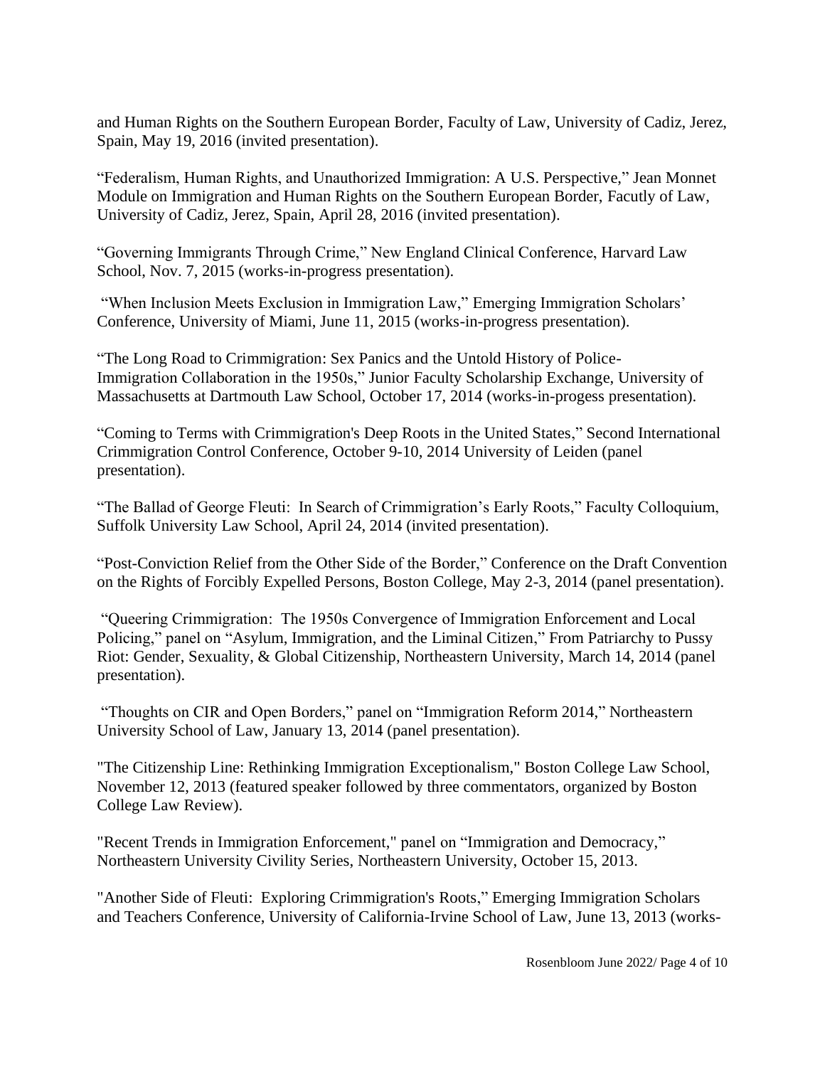and Human Rights on the Southern European Border, Faculty of Law, University of Cadiz, Jerez, Spain, May 19, 2016 (invited presentation).

"Federalism, Human Rights, and Unauthorized Immigration: A U.S. Perspective," Jean Monnet Module on Immigration and Human Rights on the Southern European Border, Facutly of Law, University of Cadiz, Jerez, Spain, April 28, 2016 (invited presentation).

"Governing Immigrants Through Crime," New England Clinical Conference, Harvard Law School, Nov. 7, 2015 (works-in-progress presentation).

"When Inclusion Meets Exclusion in Immigration Law," Emerging Immigration Scholars' Conference, University of Miami, June 11, 2015 (works-in-progress presentation).

"The Long Road to Crimmigration: Sex Panics and the Untold History of Police-Immigration Collaboration in the 1950s," Junior Faculty Scholarship Exchange, University of Massachusetts at Dartmouth Law School, October 17, 2014 (works-in-progess presentation).

"Coming to Terms with Crimmigration's Deep Roots in the United States," Second International Crimmigration Control Conference, October 9-10, 2014 University of Leiden (panel presentation).

"The Ballad of George Fleuti: In Search of Crimmigration's Early Roots," Faculty Colloquium, Suffolk University Law School, April 24, 2014 (invited presentation).

"Post-Conviction Relief from the Other Side of the Border," Conference on the Draft Convention on the Rights of Forcibly Expelled Persons, Boston College, May 2-3, 2014 (panel presentation).

"Queering Crimmigration: The 1950s Convergence of Immigration Enforcement and Local Policing," panel on "Asylum, Immigration, and the Liminal Citizen," From Patriarchy to Pussy Riot: Gender, Sexuality, & Global Citizenship, Northeastern University, March 14, 2014 (panel presentation).

"Thoughts on CIR and Open Borders," panel on "Immigration Reform 2014," Northeastern University School of Law, January 13, 2014 (panel presentation).

"The Citizenship Line: Rethinking Immigration Exceptionalism," Boston College Law School, November 12, 2013 (featured speaker followed by three commentators, organized by Boston College Law Review).

"Recent Trends in Immigration Enforcement," panel on "Immigration and Democracy," Northeastern University Civility Series, Northeastern University, October 15, 2013.

"Another Side of Fleuti: Exploring Crimmigration's Roots," Emerging Immigration Scholars and Teachers Conference, University of California-Irvine School of Law, June 13, 2013 (works-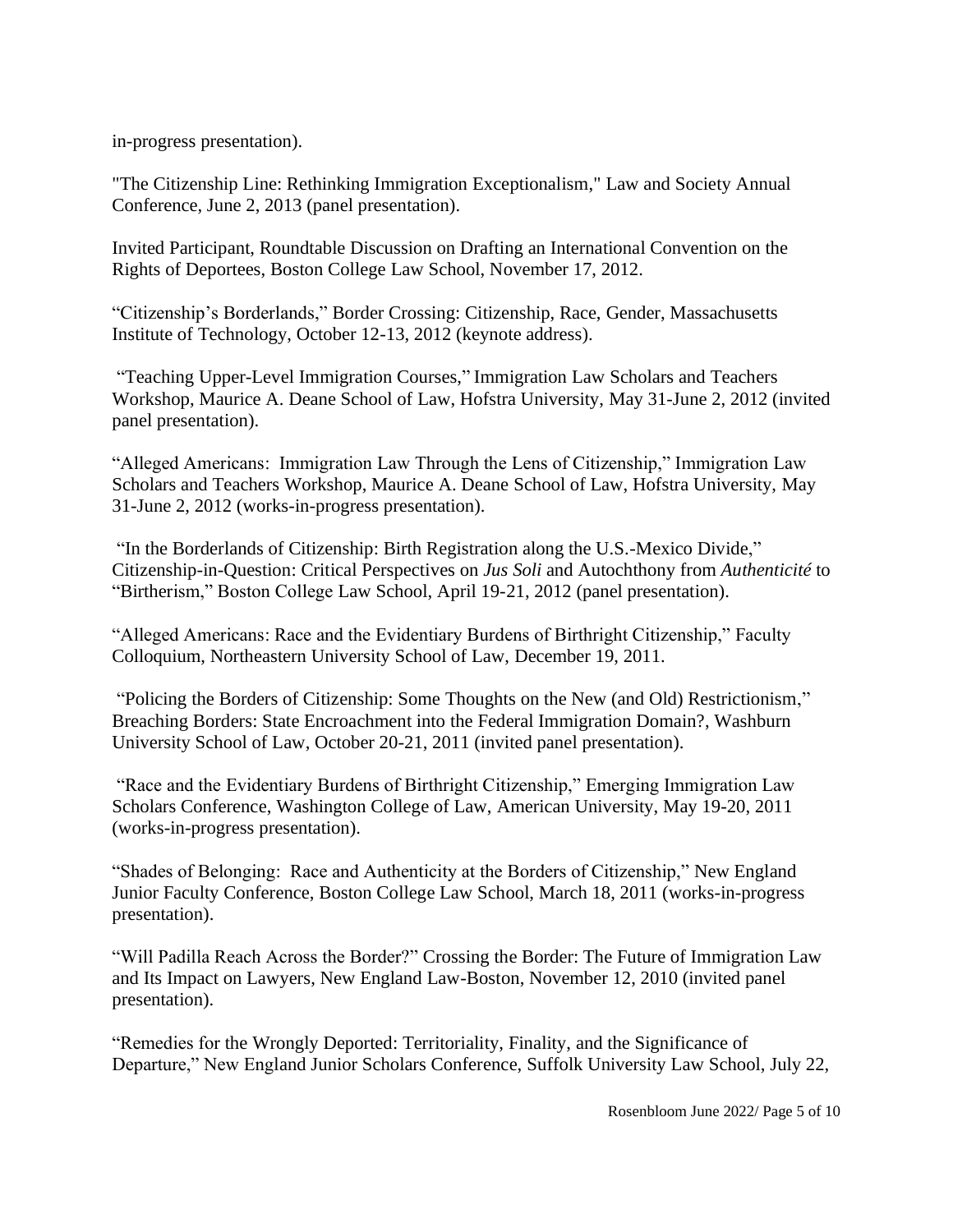in-progress presentation).

"The Citizenship Line: Rethinking Immigration Exceptionalism," Law and Society Annual Conference, June 2, 2013 (panel presentation).

Invited Participant, Roundtable Discussion on Drafting an International Convention on the Rights of Deportees, Boston College Law School, November 17, 2012.

"Citizenship's Borderlands," Border Crossing: Citizenship, Race, Gender, Massachusetts Institute of Technology, October 12-13, 2012 (keynote address).

"Teaching Upper-Level Immigration Courses," Immigration Law Scholars and Teachers Workshop, Maurice A. Deane School of Law, Hofstra University, May 31-June 2, 2012 (invited panel presentation).

"Alleged Americans: Immigration Law Through the Lens of Citizenship," Immigration Law Scholars and Teachers Workshop, Maurice A. Deane School of Law, Hofstra University, May 31-June 2, 2012 (works-in-progress presentation).

"In the Borderlands of Citizenship: Birth Registration along the U.S.-Mexico Divide," Citizenship-in-Question: Critical Perspectives on *Jus Soli* and Autochthony from *Authenticité* to "Birtherism," Boston College Law School, April 19-21, 2012 (panel presentation).

"Alleged Americans: Race and the Evidentiary Burdens of Birthright Citizenship," Faculty Colloquium, Northeastern University School of Law, December 19, 2011.

"Policing the Borders of Citizenship: Some Thoughts on the New (and Old) Restrictionism," Breaching Borders: State Encroachment into the Federal Immigration Domain?, Washburn University School of Law, October 20-21, 2011 (invited panel presentation).

"Race and the Evidentiary Burdens of Birthright Citizenship," Emerging Immigration Law Scholars Conference, Washington College of Law, American University, May 19-20, 2011 (works-in-progress presentation).

"Shades of Belonging: Race and Authenticity at the Borders of Citizenship," New England Junior Faculty Conference, Boston College Law School, March 18, 2011 (works-in-progress presentation).

"Will Padilla Reach Across the Border?" Crossing the Border: The Future of Immigration Law and Its Impact on Lawyers, New England Law-Boston, November 12, 2010 (invited panel presentation).

"Remedies for the Wrongly Deported: Territoriality, Finality, and the Significance of Departure," New England Junior Scholars Conference, Suffolk University Law School, July 22,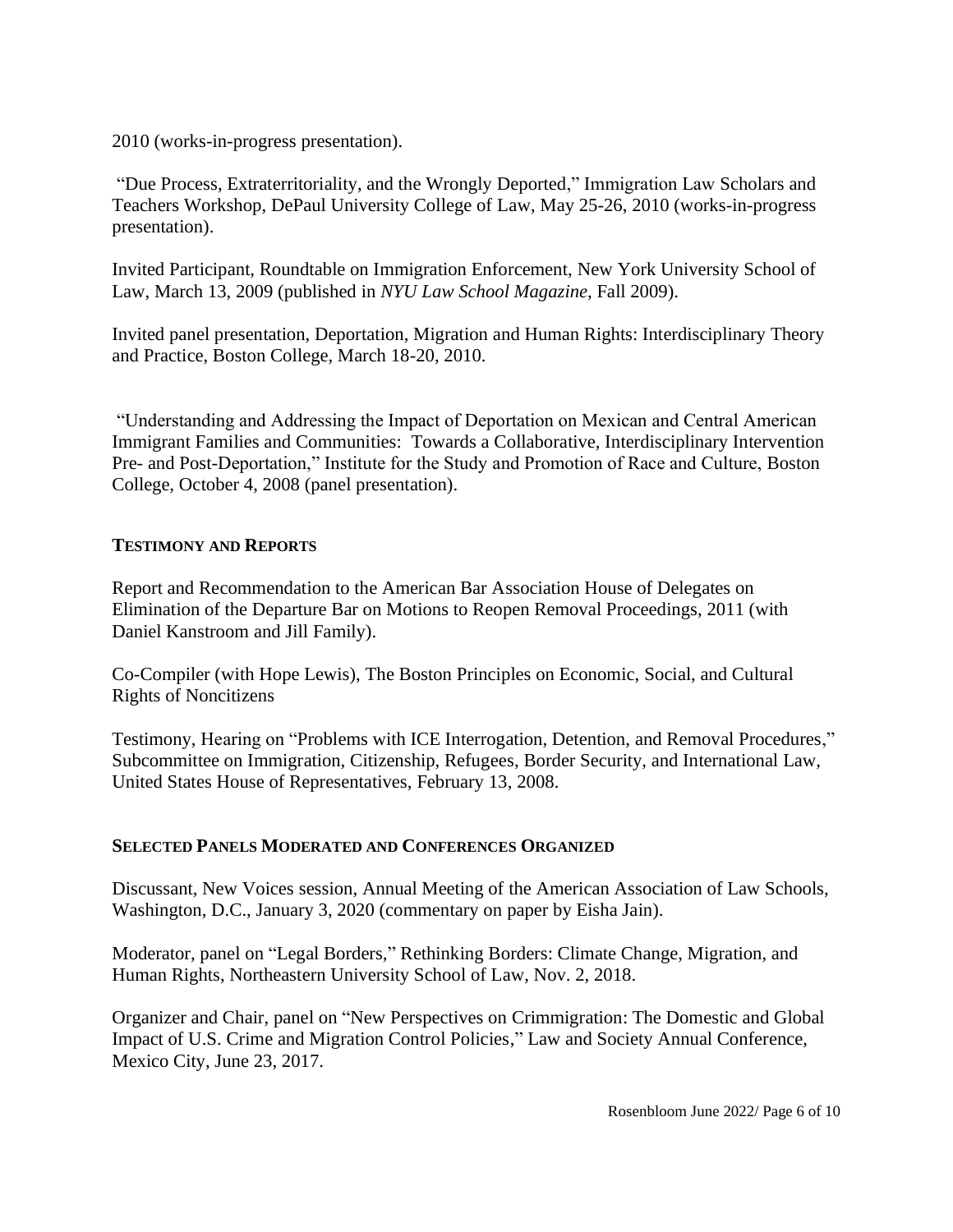2010 (works-in-progress presentation).

"Due Process, Extraterritoriality, and the Wrongly Deported," Immigration Law Scholars and Teachers Workshop, DePaul University College of Law, May 25-26, 2010 (works-in-progress presentation).

Invited Participant, Roundtable on Immigration Enforcement, New York University School of Law, March 13, 2009 (published in *NYU Law School Magazine*, Fall 2009).

Invited panel presentation, Deportation, Migration and Human Rights: Interdisciplinary Theory and Practice, Boston College, March 18-20, 2010.

"Understanding and Addressing the Impact of Deportation on Mexican and Central American Immigrant Families and Communities: Towards a Collaborative, Interdisciplinary Intervention Pre- and Post-Deportation," Institute for the Study and Promotion of Race and Culture, Boston College, October 4, 2008 (panel presentation).

## TESTIMONY AND REPORTS

Report and Recommendation to the American Bar Association House of Delegates on Elimination of the Departure Bar on Motions to Reopen Removal Proceedings, 2011 (with Daniel Kanstroom and Jill Family).

Co-Compiler (with Hope Lewis), The Boston Principles on Economic, Social, and Cultural Rights of Noncitizens

Testimony, Hearing on "Problems with ICE Interrogation, Detention, and Removal Procedures," Subcommittee on Immigration, Citizenship, Refugees, Border Security, and International Law, United States House of Representatives, February 13, 2008.

## SELECTED PANELS MODERATED AND CONFERENCES ORGANIZED

Discussant, New Voices session, Annual Meeting of the American Association of Law Schools, Washington, D.C., January 3, 2020 (commentary on paper by Eisha Jain).

Moderator, panel on "Legal Borders," Rethinking Borders: Climate Change, Migration, and Human Rights, Northeastern University School of Law, Nov. 2, 2018.

Organizer and Chair, panel on "New Perspectives on Crimmigration: The Domestic and Global Impact of U.S. Crime and Migration Control Policies," Law and Society Annual Conference, Mexico City, June 23, 2017.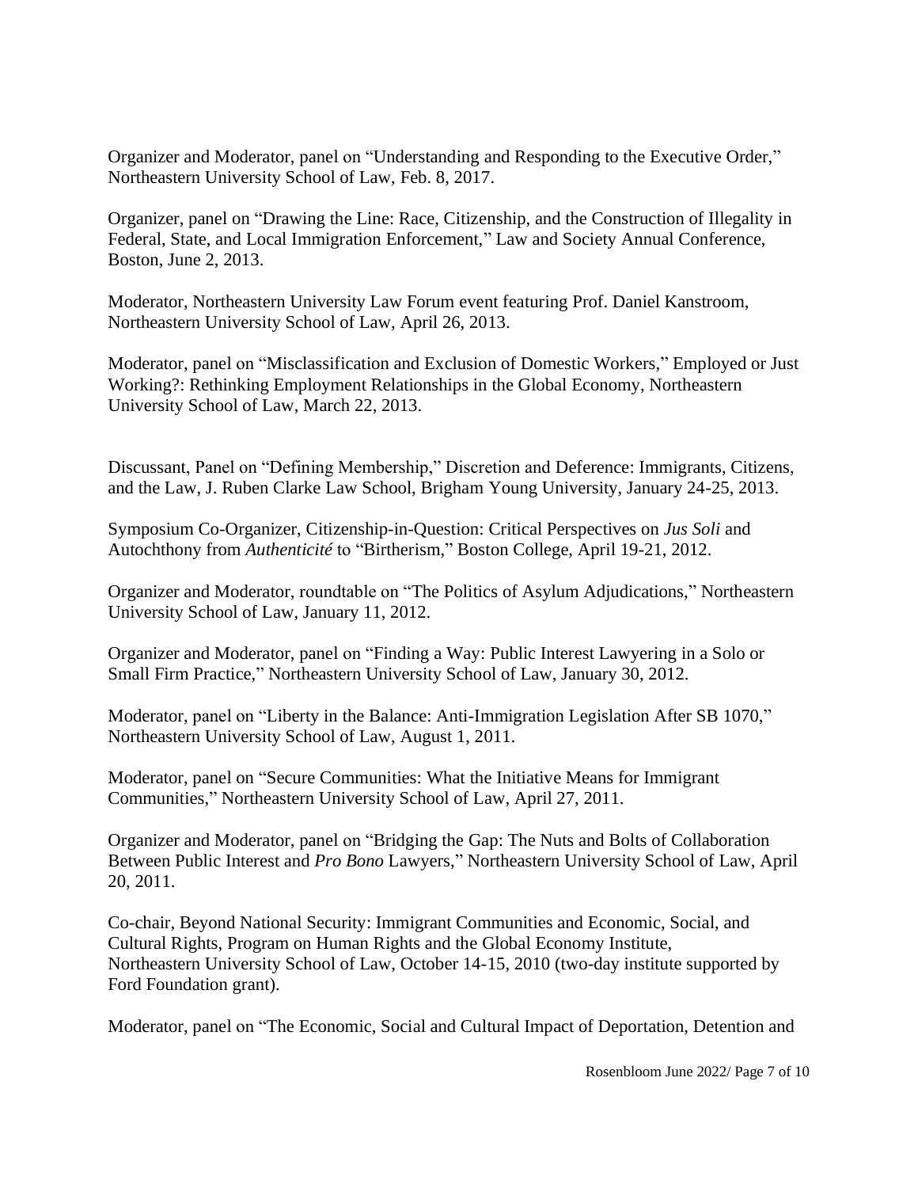Organizer and Moderator, panel on "Understanding and Responding to the Executive Order," Northeastern University School of Law, Feb. 8, 2017.

Organizer, panel on "Drawing the Line: Race, Citizenship, and the Construction of Illegality in Federal, State, and Local Immigration Enforcement," Law and Society Annual Conference, Boston, June 2, 2013.

Moderator, Northeastern University Law Forum event featuring Prof. Daniel Kanstroom, Northeastern University School of Law, April 26, 2013.

Moderator, panel on "Misclassification and Exclusion of Domestic Workers," Employed or Just Working?: Rethinking Employment Relationships in the Global Economy, Northeastern University School of Law, March 22, 2013.

Discussant, Panel on "Defining Membership," Discretion and Deference: Immigrants, Citizens, and the Law, J. Ruben Clarke Law School, Brigham Young University, January 24-25, 2013.

Symposium Co-Organizer, Citizenship-in-Question: Critical Perspectives on *Jus Soli* and Autochthony from *Authenticité* to "Birtherism," Boston College, April 19-21, 2012.

Organizer and Moderator, roundtable on "The Politics of Asylum Adjudications," Northeastern University School of Law, January 11, 2012.

Organizer and Moderator, panel on "Finding a Way: Public Interest Lawyering in a Solo or Small Firm Practice," Northeastern University School of Law, January 30, 2012.

Moderator, panel on "Liberty in the Balance: Anti-Immigration Legislation After SB 1070," Northeastern University School of Law, August 1, 2011.

Moderator, panel on "Secure Communities: What the Initiative Means for Immigrant Communities," Northeastern University School of Law, April 27, 2011.

Organizer and Moderator, panel on "Bridging the Gap: The Nuts and Bolts of Collaboration Between Public Interest and *Pro Bono* Lawyers," Northeastern University School of Law, April 20, 2011.

Co-chair, Beyond National Security: Immigrant Communities and Economic, Social, and Cultural Rights, Program on Human Rights and the Global Economy Institute, Northeastern University School of Law, October 14-15, 2010 (two-day institute supported by Ford Foundation grant).

Moderator, panel on "The Economic, Social and Cultural Impact of Deportation, Detention and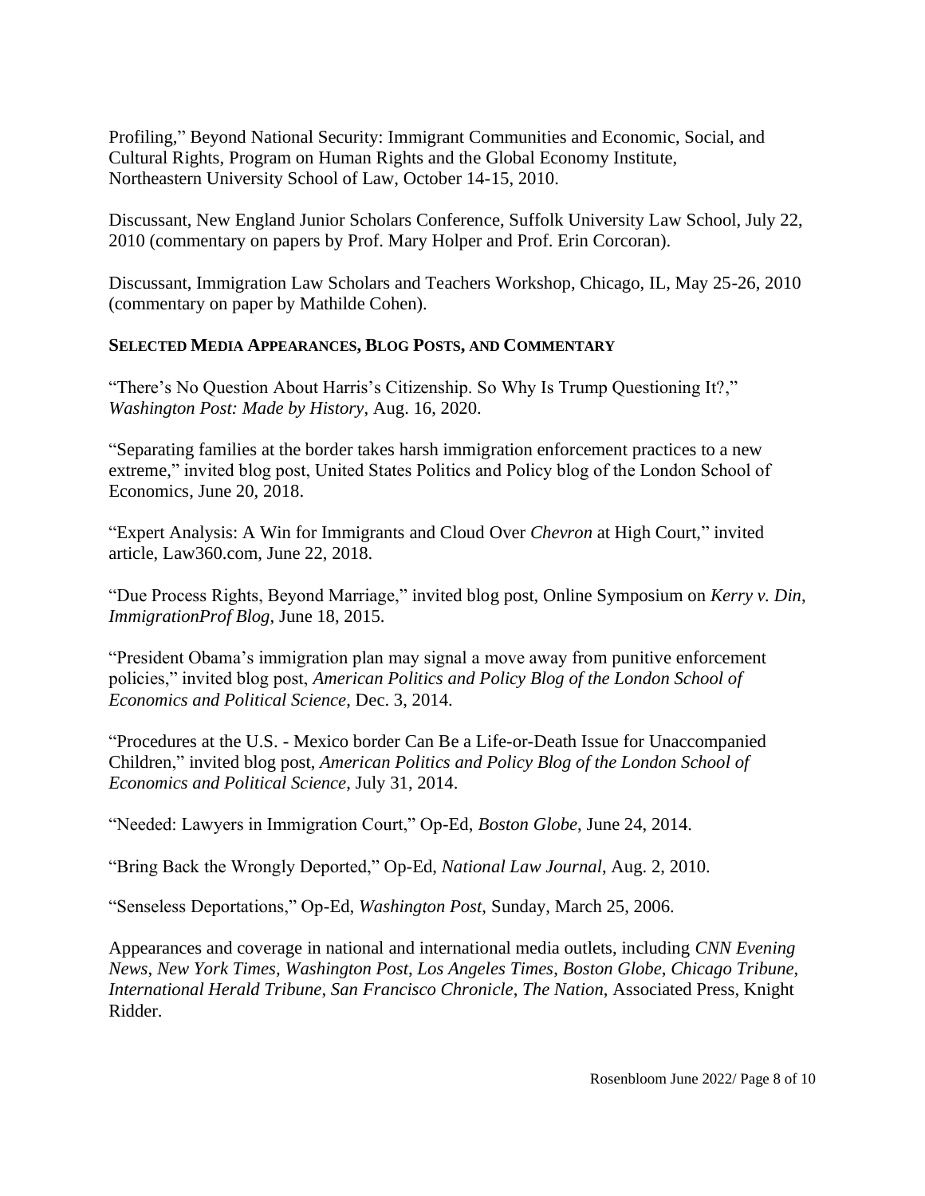Profiling," Beyond National Security: Immigrant Communities and Economic, Social, and Cultural Rights, Program on Human Rights and the Global Economy Institute, Northeastern University School of Law, October 14-15, 2010.

Discussant, New England Junior Scholars Conference, Suffolk University Law School, July 22, 2010 (commentary on papers by Prof. Mary Holper and Prof. Erin Corcoran).

Discussant, Immigration Law Scholars and Teachers Workshop, Chicago, IL, May 25-26, 2010 (commentary on paper by Mathilde Cohen).

## SELECTED MEDIA APPEARANCES, BLOG POSTS, AND COMMENTARY

"There's No Question About Harris's Citizenship. So Why Is Trump Questioning It?," *Washington Post: Made by History*, Aug. 16, 2020.

"Separating families at the border takes harsh immigration enforcement practices to a new extreme," invited blog post, United States Politics and Policy blog of the London School of Economics, June 20, 2018.

"Expert Analysis: A Win for Immigrants and Cloud Over *Chevron* at High Court," invited article, Law360.com, June 22, 2018.

"Due Process Rights, Beyond Marriage," invited blog post, Online Symposium on *Kerry v. Din*, *ImmigrationProf Blog*, June 18, 2015.

"President Obama's immigration plan may signal a move away from punitive enforcement policies," invited blog post, *American Politics and Policy Blog of the London School of Economics and Political Science*, Dec. 3, 2014.

"Procedures at the U.S. - Mexico border Can Be a Life-or-Death Issue for Unaccompanied Children," invited blog post, *American Politics and Policy Blog of the London School of Economics and Political Science*, July 31, 2014.

"Needed: Lawyers in Immigration Court," Op-Ed, *Boston Globe*, June 24, 2014.

"Bring Back the Wrongly Deported," Op-Ed, *National Law Journal*, Aug. 2, 2010.

"Senseless Deportations," Op-Ed, *Washington Post*, Sunday, March 25, 2006.

Appearances and coverage in national and international media outlets, including *CNN Evening News*, *New York Times*, *Washington Post*, *Los Angeles Times*, *Boston Globe*, *Chicago Tribune*, *International Herald Tribune*, *San Francisco Chronicle*, *The Nation*, Associated Press, Knight Ridder.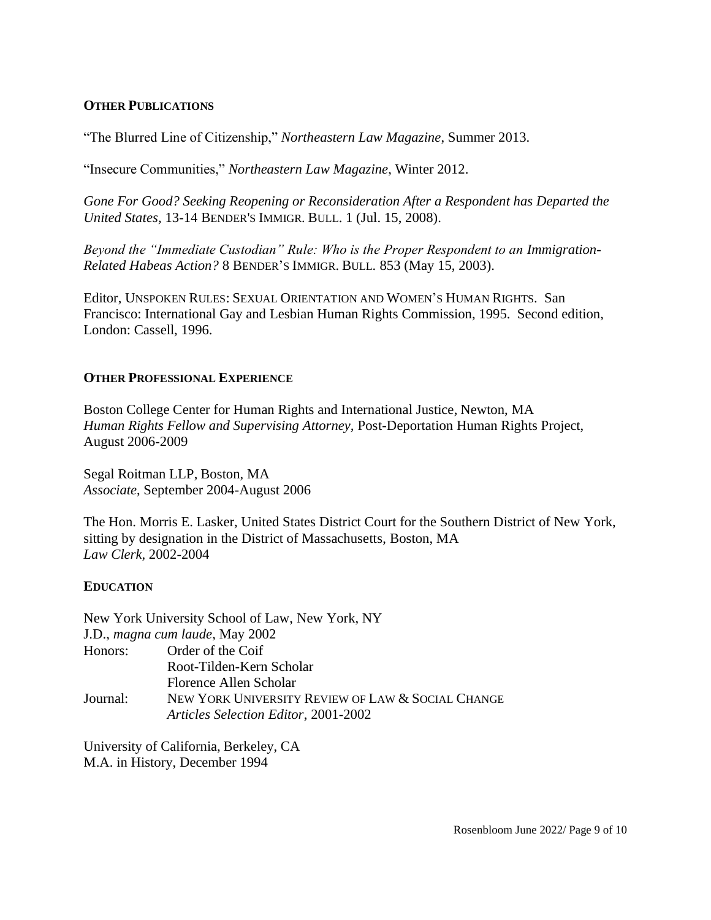## OTHER PUBLICATIONS

"The Blurred Line of Citizenship," *Northeastern Law Magazine*, Summer 2013.

"Insecure Communities," *Northeastern Law Magazine*, Winter 2012.

*Gone For Good? Seeking Reopening or Reconsideration After a Respondent has Departed the United States*, 13-14 BENDER'S IMMIGR. BULL. 1 (Jul. 15, 2008).

*Beyond the "Immediate Custodian" Rule: Who is the Proper Respondent to an Immigration-Related Habeas Action?* 8 BENDER'S IMMIGR. BULL. 853 (May 15, 2003).

Editor, UNSPOKEN RULES: SEXUAL ORIENTATION AND WOMEN'S HUMAN RIGHTS. San Francisco: International Gay and Lesbian Human Rights Commission, 1995. Second edition, London: Cassell, 1996.

## OTHER PROFESSIONAL EXPERIENCE

Boston College Center for Human Rights and International Justice, Newton, MA
*Human Rights Fellow and Supervising Attorney*, Post-Deportation Human Rights Project, August 2006-2009

Segal Roitman LLP, Boston, MA
*Associate*, September 2004-August 2006

The Hon. Morris E. Lasker, United States District Court for the Southern District of New York, sitting by designation in the District of Massachusetts, Boston, MA
*Law Clerk*, 2002-2004

## EDUCATION

New York University School of Law, New York, NY
J.D., *magna cum laude*, May 2002

| | |
|---|---|
| Honors: | Order of the Coif |
| | Root-Tilden-Kern Scholar |
| | Florence Allen Scholar |
| Journal: | NEW YORK UNIVERSITY REVIEW OF LAW & SOCIAL CHANGE |
| | *Articles Selection Editor*, 2001-2002 |

University of California, Berkeley, CA
M.A. in History, December 1994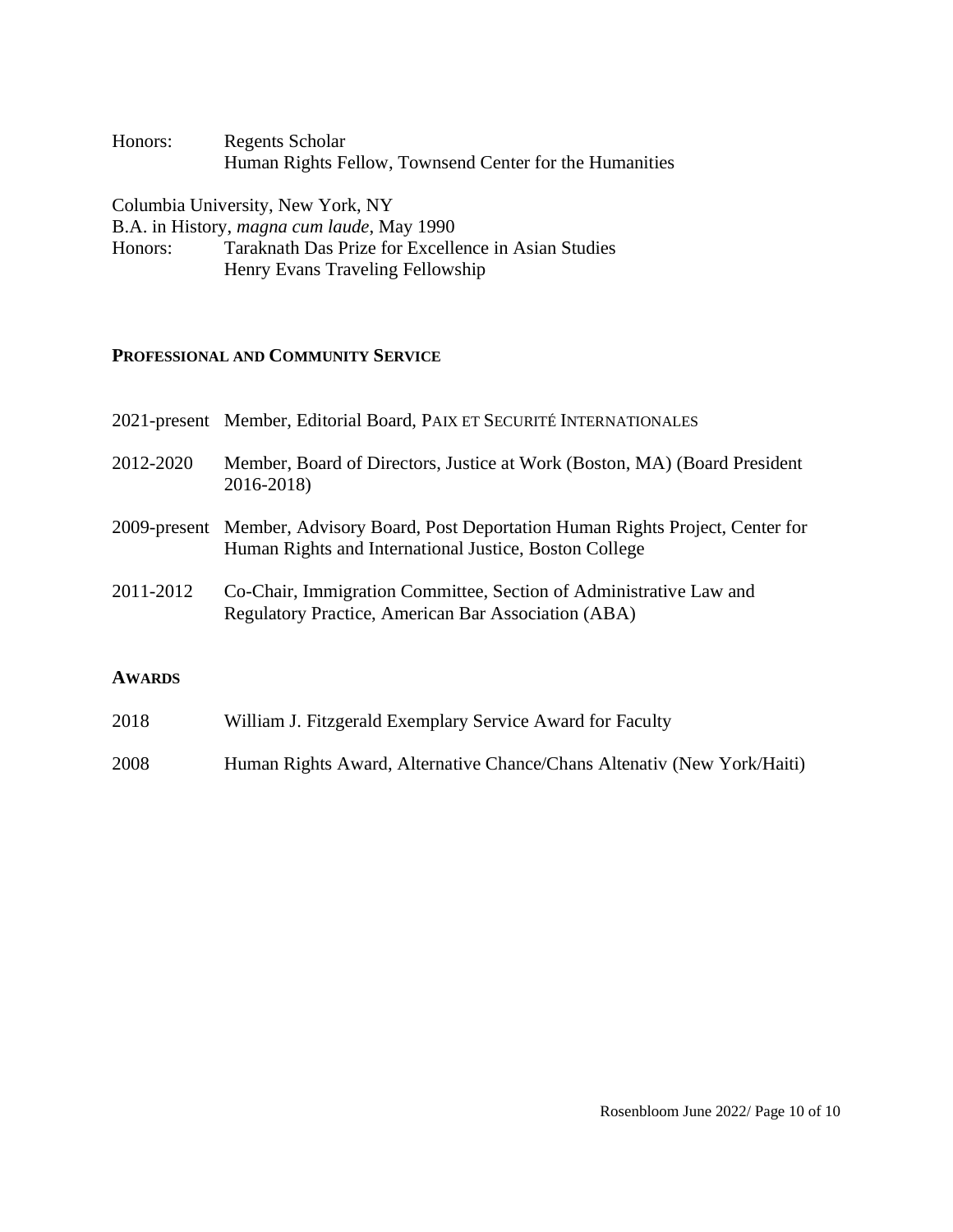Honors: Regents Scholar
Human Rights Fellow, Townsend Center for the Humanities

Columbia University, New York, NY
B.A. in History, *magna cum laude*, May 1990
Honors: Taraknath Das Prize for Excellence in Asian Studies
Henry Evans Traveling Fellowship

## Professional and Community Service

2021-present Member, Editorial Board, Paix et Securité Internationales

2012-2020 Member, Board of Directors, Justice at Work (Boston, MA) (Board President 2016-2018)

2009-present Member, Advisory Board, Post Deportation Human Rights Project, Center for Human Rights and International Justice, Boston College

2011-2012 Co-Chair, Immigration Committee, Section of Administrative Law and Regulatory Practice, American Bar Association (ABA)

## Awards

2018 William J. Fitzgerald Exemplary Service Award for Faculty

2008 Human Rights Award, Alternative Chance/Chans Altenativ (New York/Haiti)